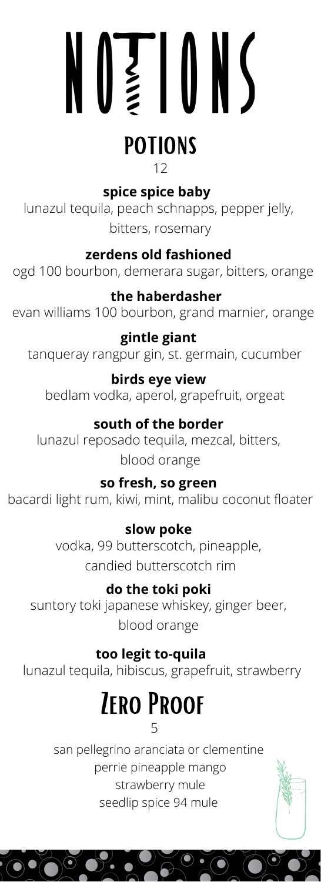# NOTIONS

## POTIONS

12

**spice spice baby**
lunazul tequila, peach schnapps, pepper jelly, bitters, rosemary

**zerdens old fashioned**
ogd 100 bourbon, demerara sugar, bitters, orange

**the haberdasher**
evan williams 100 bourbon, grand marnier, orange

**gintle giant**
tanqueray rangpur gin, st. germain, cucumber

**birds eye view**
bedlam vodka, aperol, grapefruit, orgeat

**south of the border**
lunazul reposado tequila, mezcal, bitters, blood orange

**so fresh, so green**
bacardi light rum, kiwi, mint, malibu coconut floater

**slow poke**
vodka, 99 butterscotch, pineapple, candied butterscotch rim

**do the toki poki**
suntory toki japanese whiskey, ginger beer, blood orange

**too legit to-quila**
lunazul tequila, hibiscus, grapefruit, strawberry

## Zero Proof

5

san pellegrino aranciata or clementine
perrie pineapple mango
strawberry mule
seedlip spice 94 mule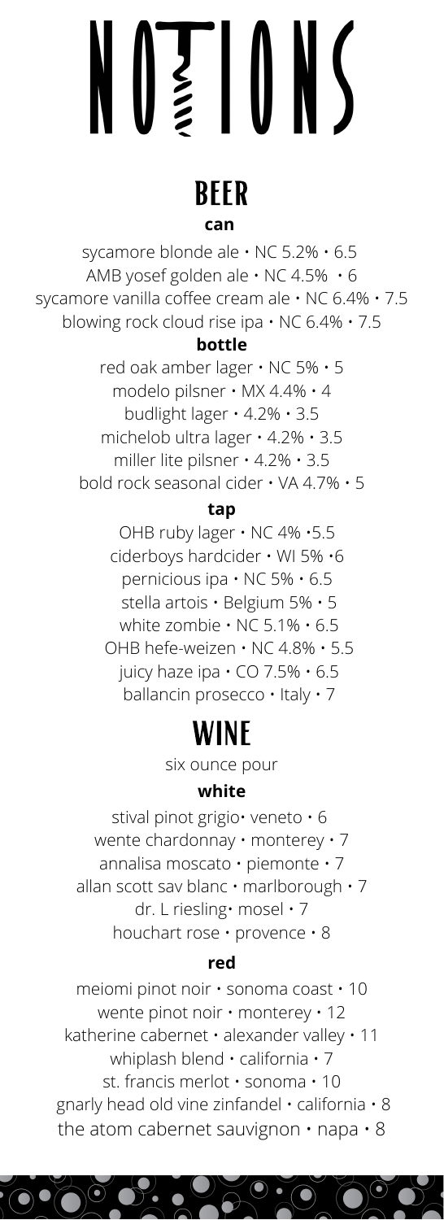# NOTIONS

## BEER

**can**

sycamore blonde ale • NC 5.2% • 6.5
AMB yosef golden ale • NC 4.5% • 6
sycamore vanilla coffee cream ale • NC 6.4% • 7.5
blowing rock cloud rise ipa • NC 6.4% • 7.5

**bottle**

red oak amber lager • NC 5% • 5
modelo pilsner • MX 4.4% • 4
budlight lager • 4.2% • 3.5
michelob ultra lager • 4.2% • 3.5
miller lite pilsner • 4.2% • 3.5
bold rock seasonal cider • VA 4.7% • 5

**tap**

OHB ruby lager • NC 4% •5.5
ciderboys hardcider • WI 5% •6
pernicious ipa • NC 5% • 6.5
stella artois • Belgium 5% • 5
white zombie • NC 5.1% • 6.5
OHB hefe-weizen • NC 4.8% • 5.5
juicy haze ipa • CO 7.5% • 6.5
ballancin prosecco • Italy • 7

## WINE

six ounce pour

**white**

stival pinot grigio• veneto • 6
wente chardonnay • monterey • 7
annalisa moscato • piemonte • 7
allan scott sav blanc • marlborough • 7
dr. L riesling• mosel • 7
houchart rose • provence • 8

**red**

meiomi pinot noir • sonoma coast • 10
wente pinot noir • monterey • 12
katherine cabernet • alexander valley • 11
whiplash blend • california • 7
st. francis merlot • sonoma • 10
gnarly head old vine zinfandel • california • 8
the atom cabernet sauvignon • napa • 8